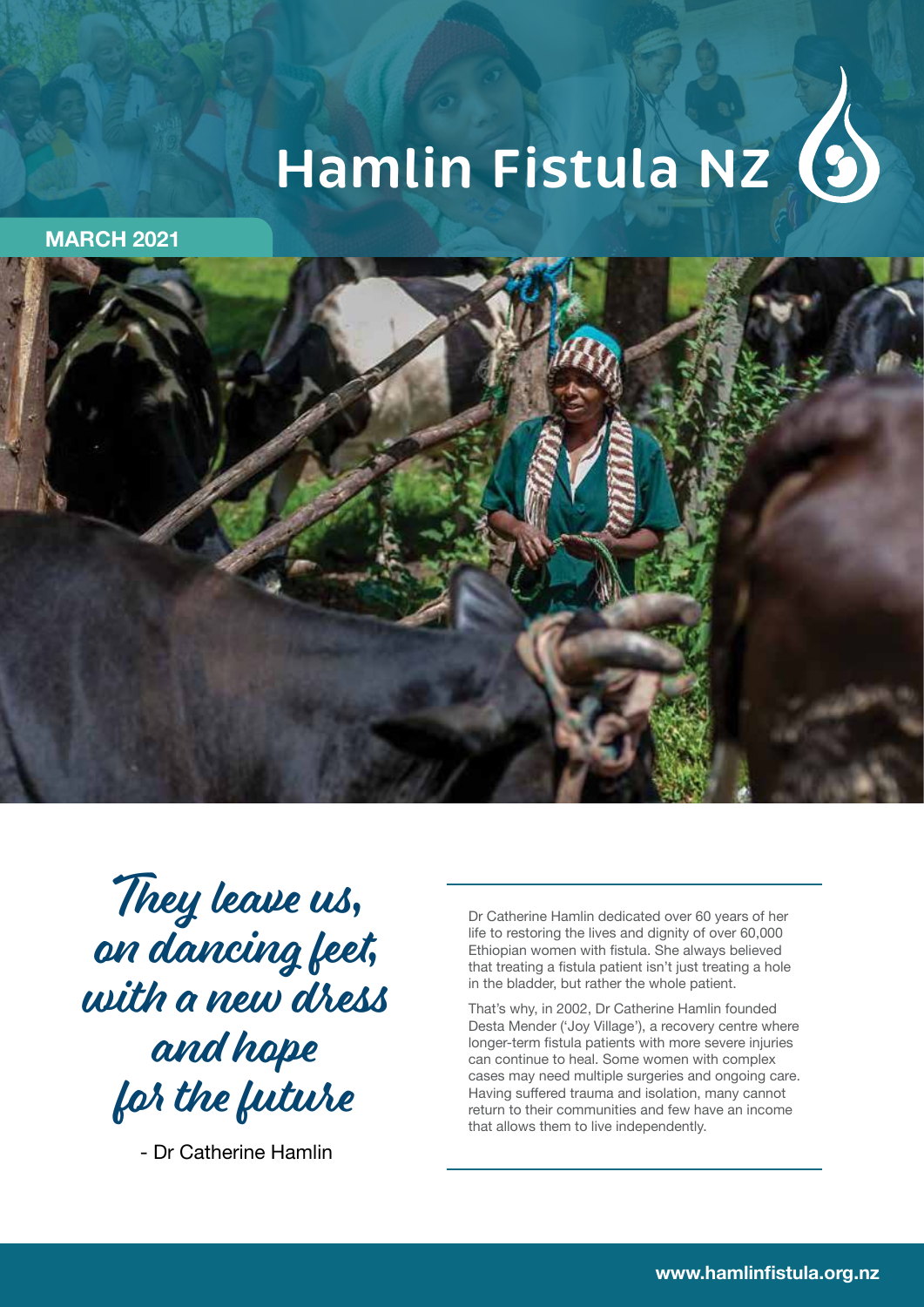# Hamlin Fistula NZ

**MARCH 2021**

*They leave us, on dancing feet, with a new dress and hope for the future*

- Dr Catherine Hamlin

Dr Catherine Hamlin dedicated over 60 years of her life to restoring the lives and dignity of over 60,000 Ethiopian women with fistula. She always believed that treating a fistula patient isn't just treating a hole in the bladder, but rather the whole patient.

That's why, in 2002, Dr Catherine Hamlin founded Desta Mender ('Joy Village'), a recovery centre where longer-term fistula patients with more severe injuries can continue to heal. Some women with complex cases may need multiple surgeries and ongoing care. Having suffered trauma and isolation, many cannot return to their communities and few have an income that allows them to live independently.

www.hamlinfistula.org.nz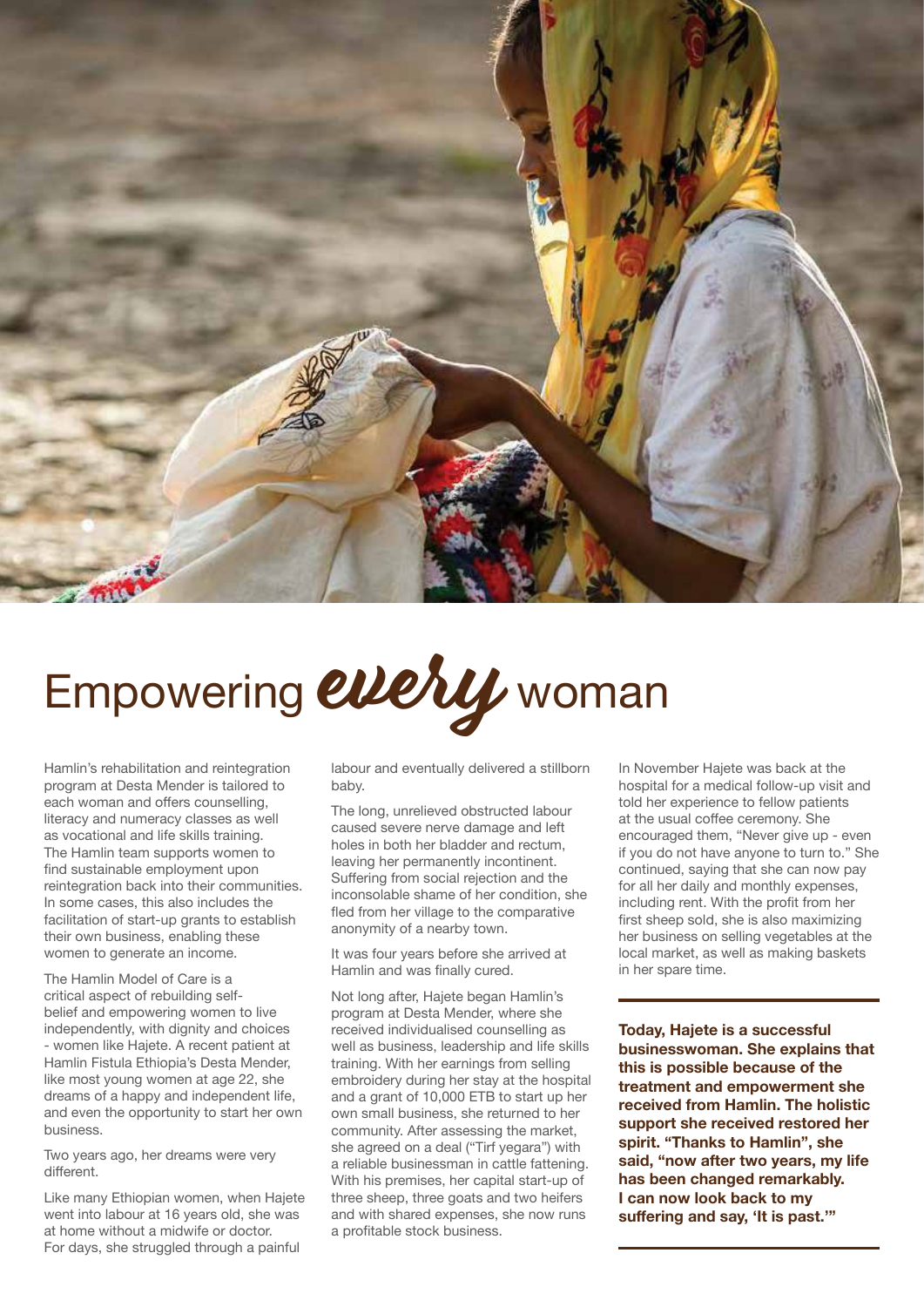# Empowering *every* woman

Hamlin's rehabilitation and reintegration program at Desta Mender is tailored to each woman and offers counselling, literacy and numeracy classes as well as vocational and life skills training. The Hamlin team supports women to find sustainable employment upon reintegration back into their communities. In some cases, this also includes the facilitation of start-up grants to establish their own business, enabling these women to generate an income.

The Hamlin Model of Care is a critical aspect of rebuilding self-belief and empowering women to live independently, with dignity and choices - women like Hajete. A recent patient at Hamlin Fistula Ethiopia's Desta Mender, like most young women at age 22, she dreams of a happy and independent life, and even the opportunity to start her own business.

Two years ago, her dreams were very different.

Like many Ethiopian women, when Hajete went into labour at 16 years old, she was at home without a midwife or doctor. For days, she struggled through a painful labour and eventually delivered a stillborn baby.

The long, unrelieved obstructed labour caused severe nerve damage and left holes in both her bladder and rectum, leaving her permanently incontinent. Suffering from social rejection and the inconsolable shame of her condition, she fled from her village to the comparative anonymity of a nearby town.

It was four years before she arrived at Hamlin and was finally cured.

Not long after, Hajete began Hamlin's program at Desta Mender, where she received individualised counselling as well as business, leadership and life skills training. With her earnings from selling embroidery during her stay at the hospital and a grant of 10,000 ETB to start up her own small business, she returned to her community. After assessing the market, she agreed on a deal ("Tirf yegara") with a reliable businessman in cattle fattening. With his premises, her capital start-up of three sheep, three goats and two heifers and with shared expenses, she now runs a profitable stock business.

In November Hajete was back at the hospital for a medical follow-up visit and told her experience to fellow patients at the usual coffee ceremony. She encouraged them, "Never give up - even if you do not have anyone to turn to." She continued, saying that she can now pay for all her daily and monthly expenses, including rent. With the profit from her first sheep sold, she is also maximizing her business on selling vegetables at the local market, as well as making baskets in her spare time.

**Today, Hajete is a successful businesswoman. She explains that this is possible because of the treatment and empowerment she received from Hamlin. The holistic support she received restored her spirit. "Thanks to Hamlin", she said, "now after two years, my life has been changed remarkably. I can now look back to my suffering and say, 'It is past.'"**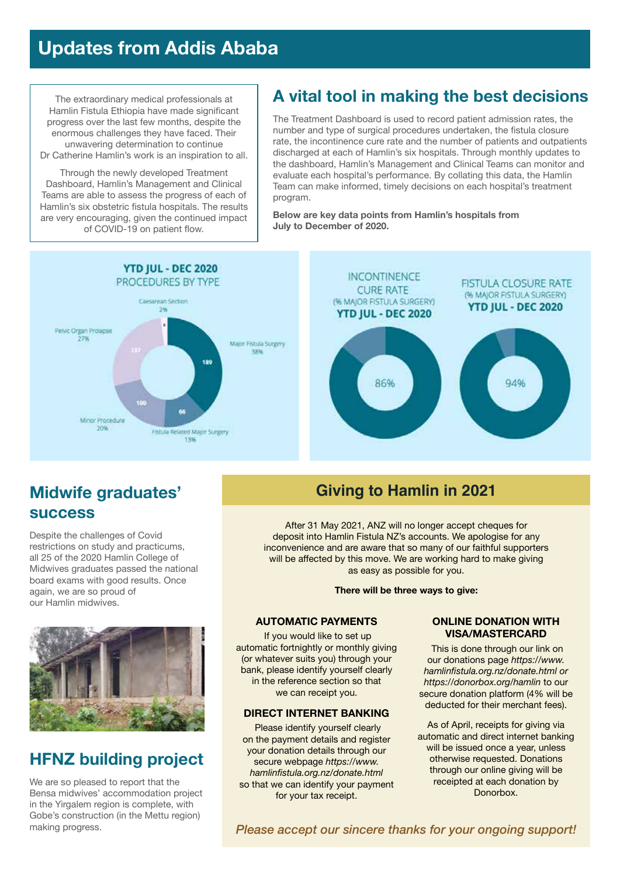# Updates from Addis Ababa

The extraordinary medical professionals at Hamlin Fistula Ethiopia have made significant progress over the last few months, despite the enormous challenges they have faced. Their unwavering determination to continue Dr Catherine Hamlin's work is an inspiration to all.

Through the newly developed Treatment Dashboard, Hamlin's Management and Clinical Teams are able to assess the progress of each of Hamlin's six obstetric fistula hospitals. The results are very encouraging, given the continued impact of COVID-19 on patient flow.

## A vital tool in making the best decisions

The Treatment Dashboard is used to record patient admission rates, the number and type of surgical procedures undertaken, the fistula closure rate, the incontinence cure rate and the number of patients and outpatients discharged at each of Hamlin's six hospitals. Through monthly updates to the dashboard, Hamlin's Management and Clinical Teams can monitor and evaluate each hospital's performance. By collating this data, the Hamlin Team can make informed, timely decisions on each hospital's treatment program.

**Below are key data points from Hamlin's hospitals from July to December of 2020.**

**YTD JUL - DEC 2020**
PROCEDURES BY TYPE

| Procedure | Number | Percentage |
|---|---|---|
| Major Fistula Surgery | 189 | 38% |
| Fistula Related Major Surgery | 66 | 13% |
| Minor Procedure | 100 | 20% |
| Pelvic Organ Prolapse | 137 | 27% |
| Caesarean Section | 8 | 2% |

INCONTINENCE CURE RATE (% MAJOR FISTULA SURGERY) **YTD JUL - DEC 2020**: 86%

FISTULA CLOSURE RATE (% MAJOR FISTULA SURGERY) **YTD JUL - DEC 2020**: 94%

## Midwife graduates' success

Despite the challenges of Covid restrictions on study and practicums, all 25 of the 2020 Hamlin College of Midwives graduates passed the national board exams with good results. Once again, we are so proud of our Hamlin midwives.

## HFNZ building project

We are so pleased to report that the Bensa midwives' accommodation project in the Yirgalem region is complete, with Gobe's construction (in the Mettu region) making progress.

## Giving to Hamlin in 2021

After 31 May 2021, ANZ will no longer accept cheques for deposit into Hamlin Fistula NZ's accounts. We apologise for any inconvenience and are aware that so many of our faithful supporters will be affected by this move. We are working hard to make giving as easy as possible for you.

**There will be three ways to give:**

### AUTOMATIC PAYMENTS

If you would like to set up automatic fortnightly or monthly giving (or whatever suits you) through your bank, please identify yourself clearly in the reference section so that we can receipt you.

### DIRECT INTERNET BANKING

Please identify yourself clearly on the payment details and register your donation details through our secure webpage *https://www.hamlinfistula.org.nz/donate.html* so that we can identify your payment for your tax receipt.

### ONLINE DONATION WITH VISA/MASTERCARD

This is done through our link on our donations page *https://www.hamlinfistula.org.nz/donate.html or https://donorbox.org/hamlin* to our secure donation platform (4% will be deducted for their merchant fees).

As of April, receipts for giving via automatic and direct internet banking will be issued once a year, unless otherwise requested. Donations through our online giving will be receipted at each donation by Donorbox.

*Please accept our sincere thanks for your ongoing support!*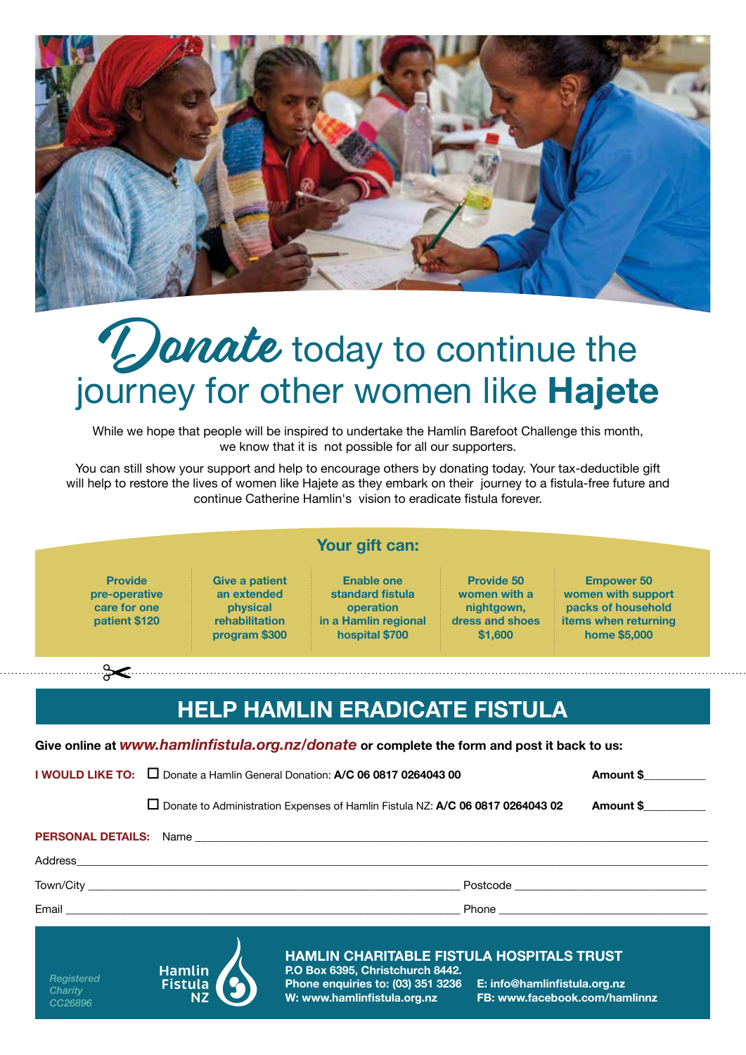# *Donate* today to continue the journey for other women like **Hajete**

While we hope that people will be inspired to undertake the Hamlin Barefoot Challenge this month, we know that it is not possible for all our supporters.

You can still show your support and help to encourage others by donating today. Your tax-deductible gift will help to restore the lives of women like Hajete as they embark on their journey to a fistula-free future and continue Catherine Hamlin's vision to eradicate fistula forever.

## Your gift can:

- **Provide pre-operative care for one patient $120**
- **Give a patient an extended physical rehabilitation program $300**
- **Enable one standard fistula operation in a Hamlin regional hospital $700**
- **Provide 50 women with a nightgown, dress and shoes $1,600**
- **Empower 50 women with support packs of household items when returning home $5,000**

## HELP HAMLIN ERADICATE FISTULA

**Give online at *www.hamlinfistula.org.nz/donate* or complete the form and post it back to us:**

**I WOULD LIKE TO:** ☐ Donate a Hamlin General Donation: **A/C 06 0817 0264043 00** **Amount $**__________

☐ Donate to Administration Expenses of Hamlin Fistula NZ: **A/C 06 0817 0264043 02** **Amount $**__________

**PERSONAL DETAILS:** Name ______________________________

Address ______________________________

Town/City ______________________________ Postcode ______________

Email ______________________________ Phone ______________

*Registered Charity CC26896*

Hamlin Fistula NZ

**HAMLIN CHARITABLE FISTULA HOSPITALS TRUST**
**P.O Box 6395, Christchurch 8442.**
**Phone enquiries to: (03) 351 3236**
**W: www.hamlinfistula.org.nz**
**E: info@hamlinfistula.org.nz**
**FB: www.facebook.com/hamlinnz**